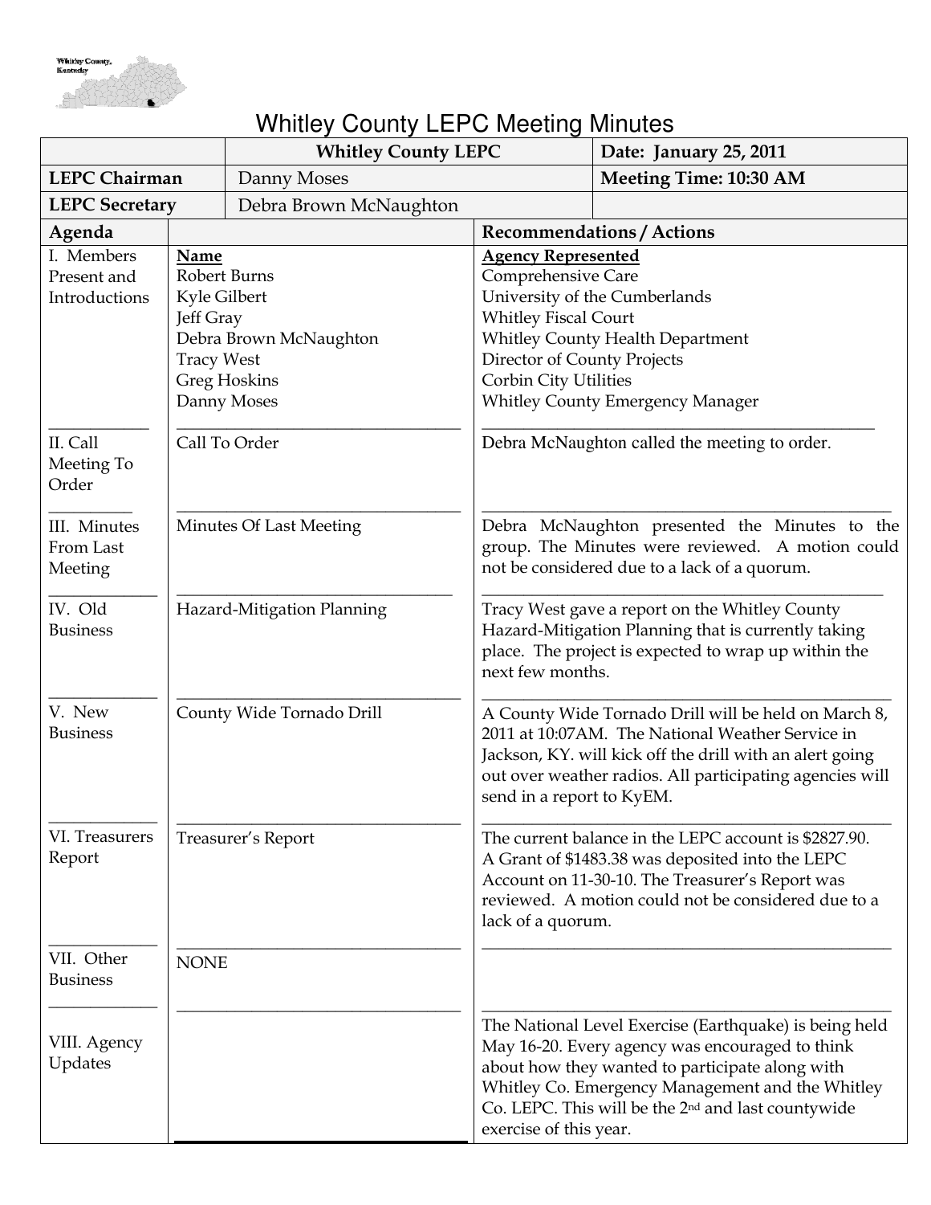# Whitley County LEPC Meeting Minutes

| | Whitley County LEPC | Date: January 25, 2011 |
|---|---|---|
| **LEPC Chairman** | Danny Moses | **Meeting Time: 10:30 AM** |
| **LEPC Secretary** | Debra Brown McNaughton | |

| Agenda | | Recommendations / Actions |
|---|---|---|
| I. Members Present and Introductions | **Name**<br>Robert Burns<br>Kyle Gilbert<br>Jeff Gray<br>Debra Brown McNaughton<br>Tracy West<br>Greg Hoskins<br>Danny Moses | **Agency Represented**<br>Comprehensive Care<br>University of the Cumberlands<br>Whitley Fiscal Court<br>Whitley County Health Department<br>Director of County Projects<br>Corbin City Utilities<br>Whitley County Emergency Manager |
| II. Call Meeting To Order | Call To Order | Debra McNaughton called the meeting to order. |
| III. Minutes From Last Meeting | Minutes Of Last Meeting | Debra McNaughton presented the Minutes to the group. The Minutes were reviewed. A motion could not be considered due to a lack of a quorum. |
| IV. Old Business | Hazard-Mitigation Planning | Tracy West gave a report on the Whitley County Hazard-Mitigation Planning that is currently taking place. The project is expected to wrap up within the next few months. |
| V. New Business | County Wide Tornado Drill | A County Wide Tornado Drill will be held on March 8, 2011 at 10:07AM. The National Weather Service in Jackson, KY. will kick off the drill with an alert going out over weather radios. All participating agencies will send in a report to KyEM. |
| VI. Treasurers Report | Treasurer's Report | The current balance in the LEPC account is $2827.90. A Grant of $1483.38 was deposited into the LEPC Account on 11-30-10. The Treasurer's Report was reviewed. A motion could not be considered due to a lack of a quorum. |
| VII. Other Business | NONE | |
| VIII. Agency Updates | | The National Level Exercise (Earthquake) is being held May 16-20. Every agency was encouraged to think about how they wanted to participate along with Whitley Co. Emergency Management and the Whitley Co. LEPC. This will be the 2nd and last countywide exercise of this year. |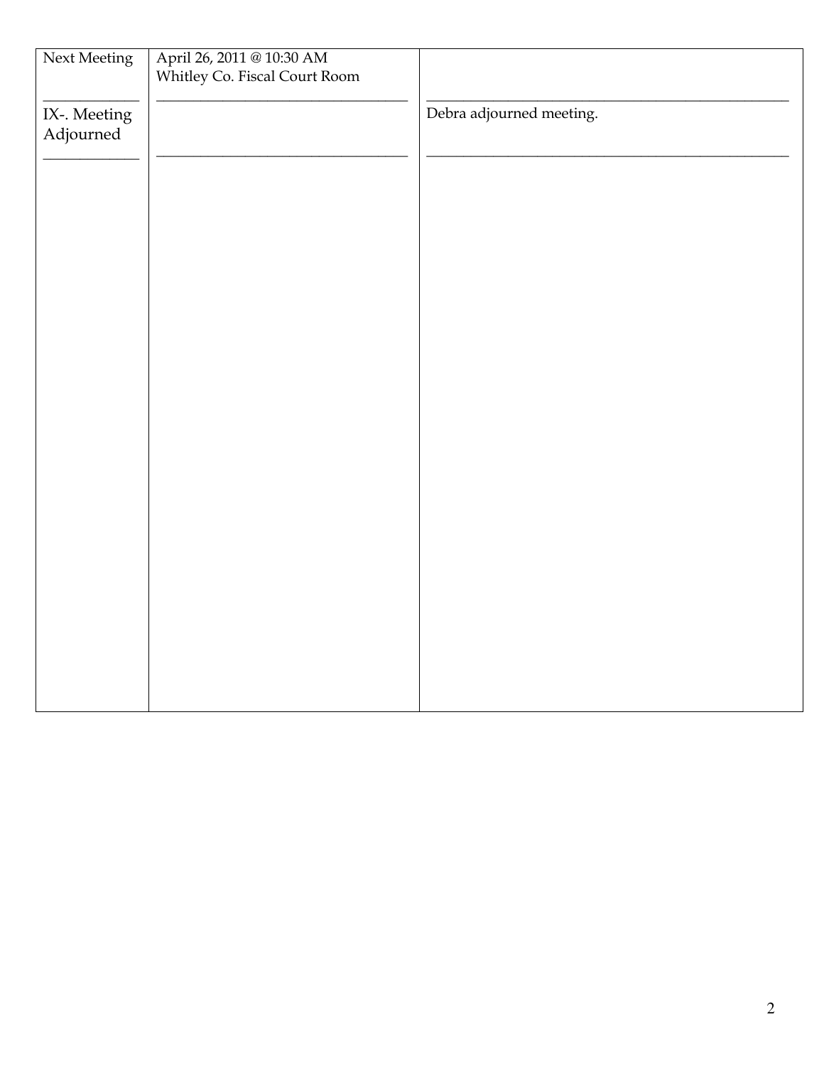| | | |
|---|---|---|
| Next Meeting | April 26, 2011 @ 10:30 AM<br>Whitley Co. Fiscal Court Room | |
| IX-. Meeting Adjourned | | Debra adjourned meeting. |